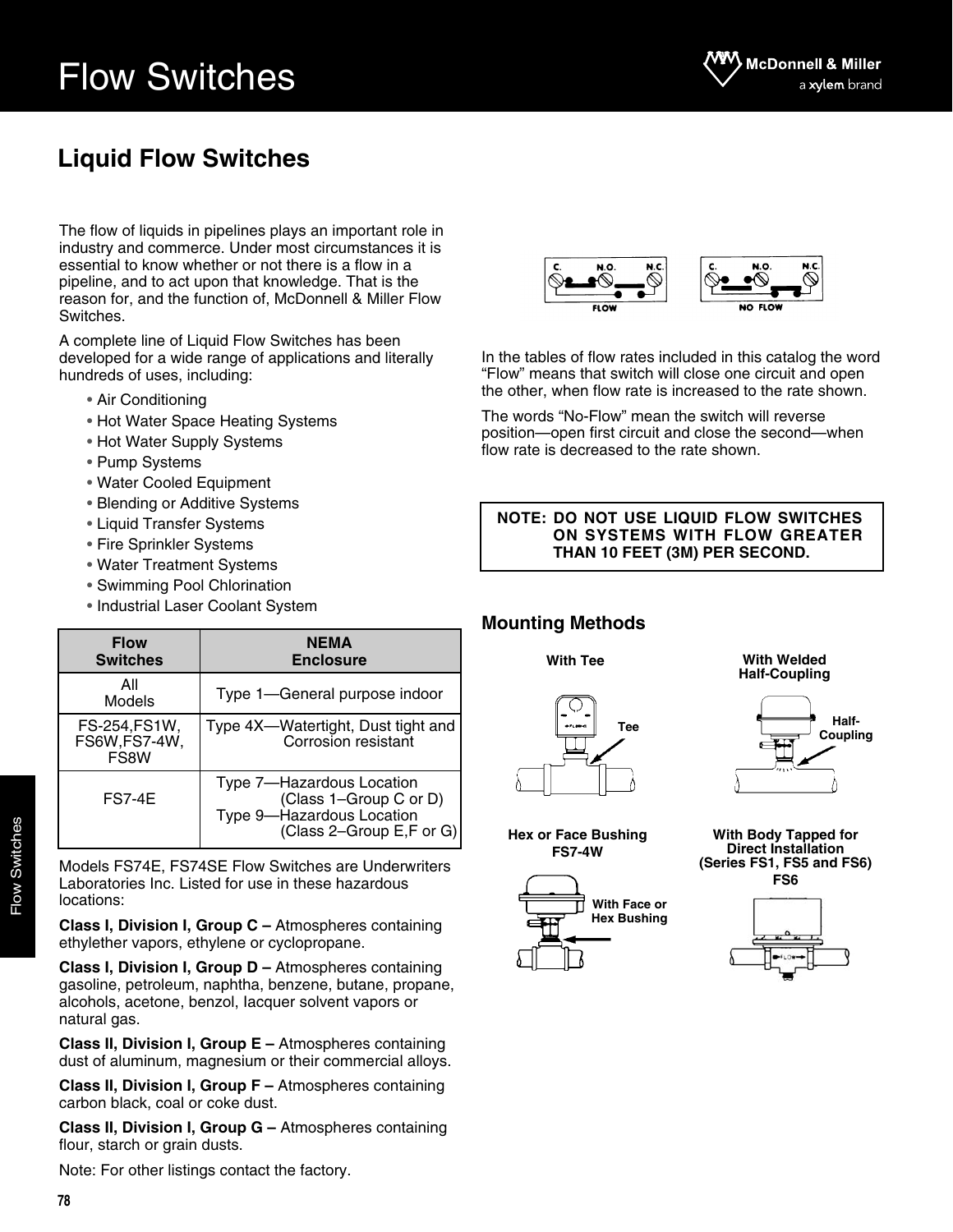# Flow Switches

## Liquid Flow Switches

The flow of liquids in pipelines plays an important role in industry and commerce. Under most circumstances it is essential to know whether or not there is a flow in a pipeline, and to act upon that knowledge. That is the reason for, and the function of, McDonnell & Miller Flow Switches.

A complete line of Liquid Flow Switches has been developed for a wide range of applications and literally hundreds of uses, including:

- Air Conditioning
- Hot Water Space Heating Systems
- Hot Water Supply Systems
- Pump Systems
- Water Cooled Equipment
- Blending or Additive Systems
- Liquid Transfer Systems
- Fire Sprinkler Systems
- Water Treatment Systems
- Swimming Pool Chlorination
- Industrial Laser Coolant System

| Flow Switches | NEMA Enclosure |
|---|---|
| All Models | Type 1—General purpose indoor |
| FS-254,FS1W, FS6W,FS7-4W, FS8W | Type 4X—Watertight, Dust tight and Corrosion resistant |
| FS7-4E | Type 7—Hazardous Location (Class 1–Group C or D) Type 9—Hazardous Location (Class 2–Group E,F or G) |

Models FS74E, FS74SE Flow Switches are Underwriters Laboratories Inc. Listed for use in these hazardous locations:

**Class I, Division I, Group C –** Atmospheres containing ethylether vapors, ethylene or cyclopropane.

**Class I, Division I, Group D –** Atmospheres containing gasoline, petroleum, naphtha, benzene, butane, propane, alcohols, acetone, benzol, lacquer solvent vapors or natural gas.

**Class II, Division I, Group E –** Atmospheres containing dust of aluminum, magnesium or their commercial alloys.

**Class II, Division I, Group F –** Atmospheres containing carbon black, coal or coke dust.

**Class II, Division I, Group G –** Atmospheres containing flour, starch or grain dusts.

Note: For other listings contact the factory.

C. N.O. N.C. FLOW C. N.O. N.C. NO FLOW

In the tables of flow rates included in this catalog the word "Flow" means that switch will close one circuit and open the other, when flow rate is increased to the rate shown.

The words "No-Flow" mean the switch will reverse position—open first circuit and close the second—when flow rate is decreased to the rate shown.

**NOTE: DO NOT USE LIQUID FLOW SWITCHES ON SYSTEMS WITH FLOW GREATER THAN 10 FEET (3M) PER SECOND.**

### Mounting Methods

**With Tee**

Tee

**With Welded Half-Coupling**

Half-Coupling

**Hex or Face Bushing FS7-4W**

With Face or Hex Bushing

**With Body Tapped for Direct Installation (Series FS1, FS5 and FS6) FS6**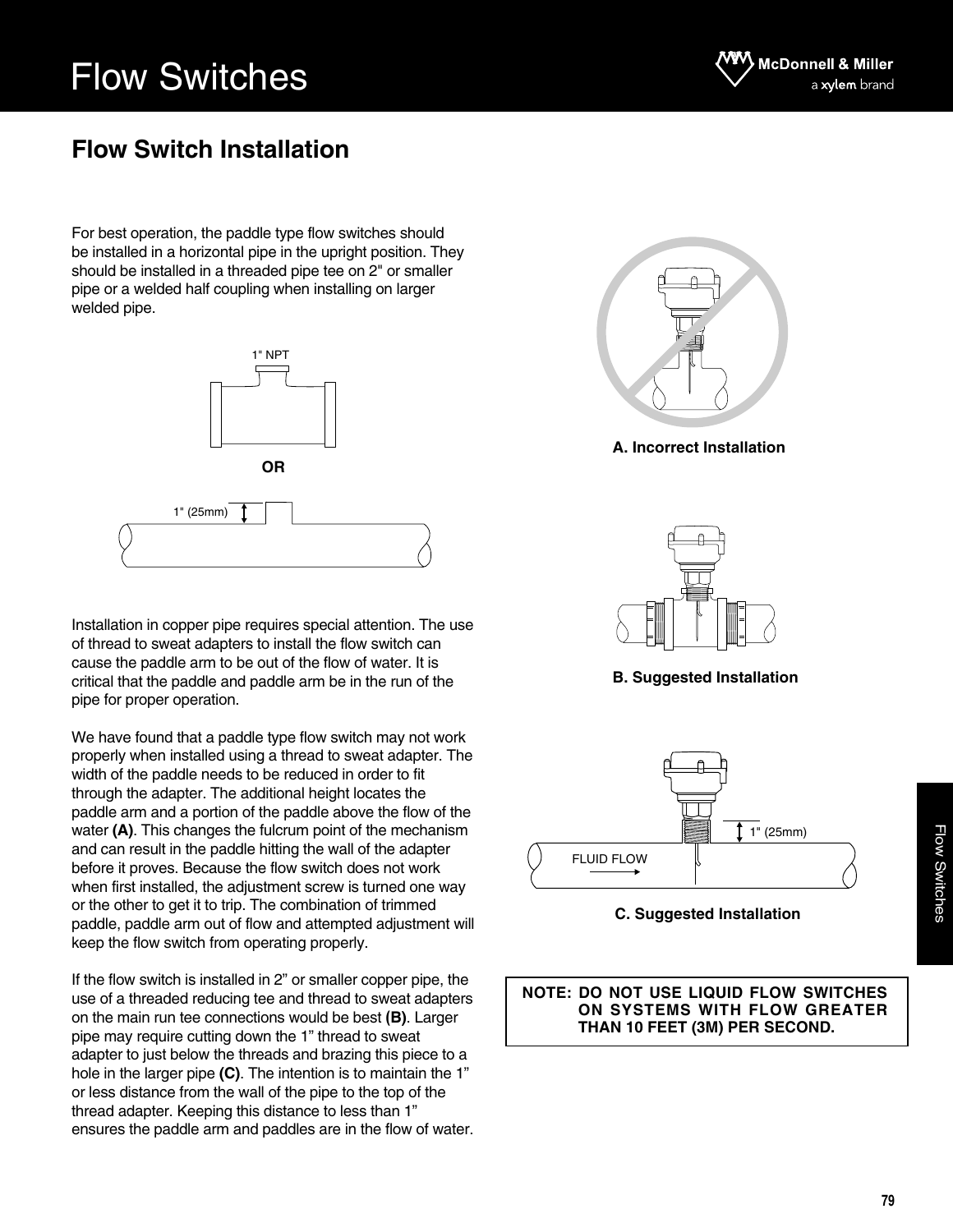# Flow Switch Installation

For best operation, the paddle type flow switches should be installed in a horizontal pipe in the upright position. They should be installed in a threaded pipe tee on 2" or smaller pipe or a welded half coupling when installing on larger welded pipe.

1" NPT

**OR**

1" (25mm)

**A. Incorrect Installation**

Installation in copper pipe requires special attention. The use of thread to sweat adapters to install the flow switch can cause the paddle arm to be out of the flow of water. It is critical that the paddle and paddle arm be in the run of the pipe for proper operation.

We have found that a paddle type flow switch may not work properly when installed using a thread to sweat adapter. The width of the paddle needs to be reduced in order to fit through the adapter. The additional height locates the paddle arm and a portion of the paddle above the flow of the water **(A)**. This changes the fulcrum point of the mechanism and can result in the paddle hitting the wall of the adapter before it proves. Because the flow switch does not work when first installed, the adjustment screw is turned one way or the other to get it to trip. The combination of trimmed paddle, paddle arm out of flow and attempted adjustment will keep the flow switch from operating properly.

**B. Suggested Installation**

If the flow switch is installed in 2” or smaller copper pipe, the use of a threaded reducing tee and thread to sweat adapters on the main run tee connections would be best **(B)**. Larger pipe may require cutting down the 1” thread to sweat adapter to just below the threads and brazing this piece to a hole in the larger pipe **(C)**. The intention is to maintain the 1” or less distance from the wall of the pipe to the top of the thread adapter. Keeping this distance to less than 1” ensures the paddle arm and paddles are in the flow of water.

1" (25mm)

FLUID FLOW

**C. Suggested Installation**

**NOTE: DO NOT USE LIQUID FLOW SWITCHES ON SYSTEMS WITH FLOW GREATER THAN 10 FEET (3M) PER SECOND.**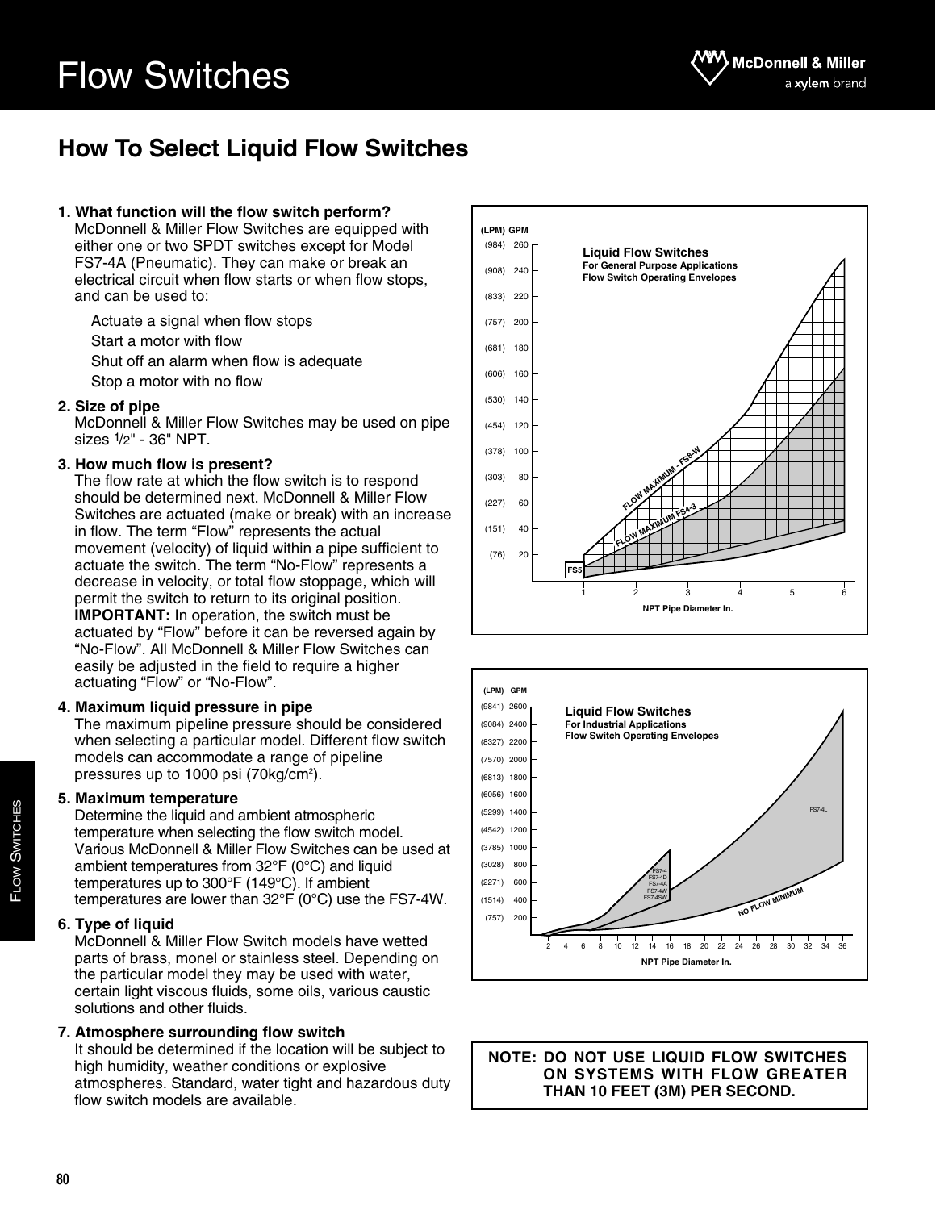# Flow Switches

## How To Select Liquid Flow Switches

**1. What function will the flow switch perform?**
McDonnell & Miller Flow Switches are equipped with either one or two SPDT switches except for Model FS7-4A (Pneumatic). They can make or break an electrical circuit when flow starts or when flow stops, and can be used to:

- Actuate a signal when flow stops
- Start a motor with flow
- Shut off an alarm when flow is adequate
- Stop a motor with no flow

**2. Size of pipe**
McDonnell & Miller Flow Switches may be used on pipe sizes 1/2" - 36" NPT.

**3. How much flow is present?**
The flow rate at which the flow switch is to respond should be determined next. McDonnell & Miller Flow Switches are actuated (make or break) with an increase in flow. The term "Flow" represents the actual movement (velocity) of liquid within a pipe sufficient to actuate the switch. The term "No-Flow" represents a decrease in velocity, or total flow stoppage, which will permit the switch to return to its original position. **IMPORTANT:** In operation, the switch must be actuated by "Flow" before it can be reversed again by "No-Flow". All McDonnell & Miller Flow Switches can easily be adjusted in the field to require a higher actuating "Flow" or "No-Flow".

**4. Maximum liquid pressure in pipe**
The maximum pipeline pressure should be considered when selecting a particular model. Different flow switch models can accommodate a range of pipeline pressures up to 1000 psi (70kg/cm$^2$).

**5. Maximum temperature**
Determine the liquid and ambient atmospheric temperature when selecting the flow switch model. Various McDonnell & Miller Flow Switches can be used at ambient temperatures from 32°F (0°C) and liquid temperatures up to 300°F (149°C). If ambient temperatures are lower than 32°F (0°C) use the FS7-4W.

**6. Type of liquid**
McDonnell & Miller Flow Switch models have wetted parts of brass, monel or stainless steel. Depending on the particular model they may be used with water, certain light viscous fluids, some oils, various caustic solutions and other fluids.

**7. Atmosphere surrounding flow switch**
It should be determined if the location will be subject to high humidity, weather conditions or explosive atmospheres. Standard, water tight and hazardous duty flow switch models are available.

**Liquid Flow Switches**
**For General Purpose Applications**
**Flow Switch Operating Envelopes**

(LPM) GPM: (984) 260, (908) 240, (833) 220, (757) 200, (681) 180, (606) 160, (530) 140, (454) 120, (378) 100, (303) 80, (227) 60, (151) 40, (76) 20

FS5 — FLOW MAXIMUM FS4-3 — FLOW MAXIMUM - FS8-W

NPT Pipe Diameter In.: 1, 2, 3, 4, 5, 6

**Liquid Flow Switches**
**For Industrial Applications**
**Flow Switch Operating Envelopes**

(LPM) GPM: (9841) 2600, (9084) 2400, (8327) 2200, (7570) 2000, (6813) 1800, (6056) 1600, (5299) 1400, (4542) 1200, (3785) 1000, (3028) 800, (2271) 600, (1514) 400, (757) 200

FS7-4, FS7-4D, FS7-4A, FS7-4W, FS7-4SW — FS7-4L — NO FLOW MINIMUM

NPT Pipe Diameter In.: 2, 4, 6, 8, 10, 12, 14, 16, 18, 20, 22, 24, 26, 28, 30, 32, 34, 36

**NOTE: DO NOT USE LIQUID FLOW SWITCHES ON SYSTEMS WITH FLOW GREATER THAN 10 FEET (3M) PER SECOND.**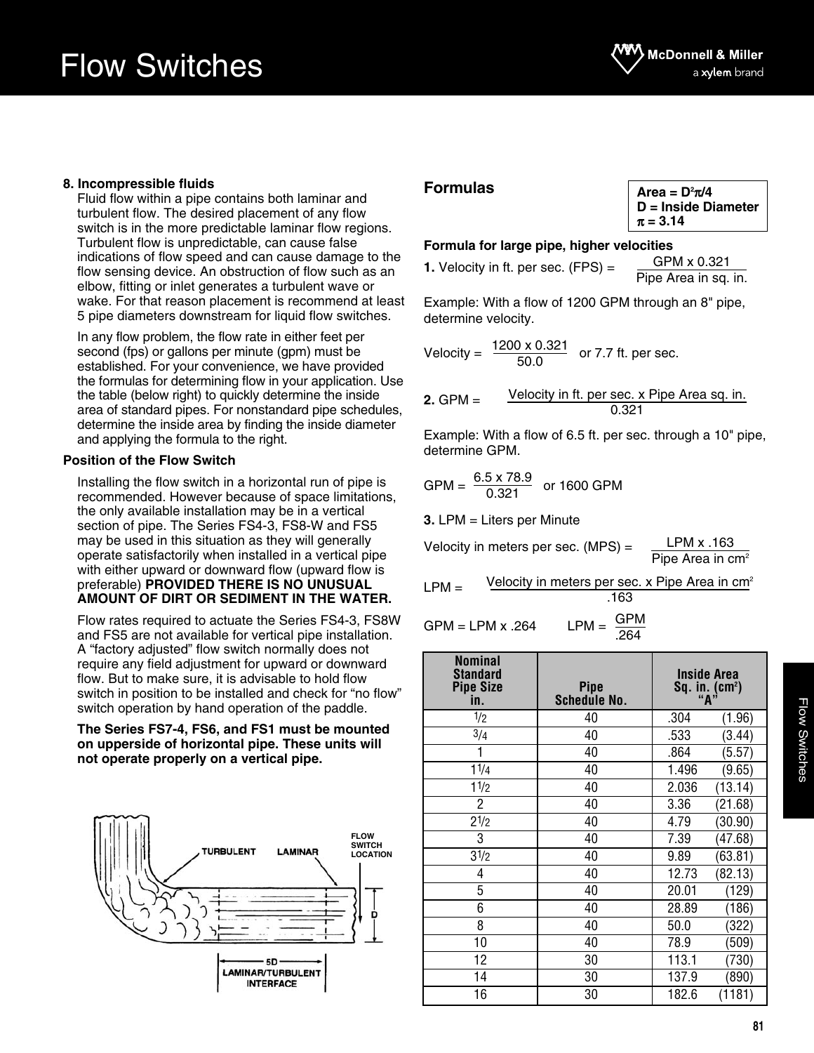# Flow Switches

**8. Incompressible fluids**

Fluid flow within a pipe contains both laminar and turbulent flow. The desired placement of any flow switch is in the more predictable laminar flow regions. Turbulent flow is unpredictable, can cause false indications of flow speed and can cause damage to the flow sensing device. An obstruction of flow such as an elbow, fitting or inlet generates a turbulent wave or wake. For that reason placement is recommend at least 5 pipe diameters downstream for liquid flow switches.

In any flow problem, the flow rate in either feet per second (fps) or gallons per minute (gpm) must be established. For your convenience, we have provided the formulas for determining flow in your application. Use the table (below right) to quickly determine the inside area of standard pipes. For nonstandard pipe schedules, determine the inside area by finding the inside diameter and applying the formula to the right.

**Position of the Flow Switch**

Installing the flow switch in a horizontal run of pipe is recommended. However because of space limitations, the only available installation may be in a vertical section of pipe. The Series FS4-3, FS8-W and FS5 may be used in this situation as they will generally operate satisfactorily when installed in a vertical pipe with either upward or downward flow (upward flow is preferable) **PROVIDED THERE IS NO UNUSUAL AMOUNT OF DIRT OR SEDIMENT IN THE WATER.**

Flow rates required to actuate the Series FS4-3, FS8W and FS5 are not available for vertical pipe installation. A "factory adjusted" flow switch normally does not require any field adjustment for upward or downward flow. But to make sure, it is advisable to hold flow switch in position to be installed and check for "no flow" switch operation by hand operation of the paddle.

**The Series FS7-4, FS6, and FS1 must be mounted on upperside of horizontal pipe. These units will not operate properly on a vertical pipe.**

TURBULENT — LAMINAR — FLOW SWITCH LOCATION — D — 5D LAMINAR/TURBULENT INTERFACE

## Formulas

**Area = $D^2\pi/4$**
**D = Inside Diameter**
**$\pi$ = 3.14**

**Formula for large pipe, higher velocities**

**1.** Velocity in ft. per sec. (FPS) = $\dfrac{\text{GPM} \times 0.321}{\text{Pipe Area in sq. in.}}$

Example: With a flow of 1200 GPM through an 8" pipe, determine velocity.

Velocity = $\dfrac{1200 \times 0.321}{50.0}$ or 7.7 ft. per sec.

**2.** GPM = $\dfrac{\text{Velocity in ft. per sec.} \times \text{Pipe Area sq. in.}}{0.321}$

Example: With a flow of 6.5 ft. per sec. through a 10" pipe, determine GPM.

GPM = $\dfrac{6.5 \times 78.9}{0.321}$ or 1600 GPM

**3.** LPM = Liters per Minute

Velocity in meters per sec. (MPS) = $\dfrac{\text{LPM} \times .163}{\text{Pipe Area in cm}^2}$

LPM = $\dfrac{\text{Velocity in meters per sec.} \times \text{Pipe Area in cm}^2}{.163}$

GPM = LPM x .264 LPM = $\dfrac{\text{GPM}}{.264}$

| Nominal Standard Pipe Size in. | Pipe Schedule No. | Inside Area Sq. in. ($cm^2$) "A" |
|---|---|---|
| 1/2 | 40 | .304 (1.96) |
| 3/4 | 40 | .533 (3.44) |
| 1 | 40 | .864 (5.57) |
| 1 1/4 | 40 | 1.496 (9.65) |
| 1 1/2 | 40 | 2.036 (13.14) |
| 2 | 40 | 3.36 (21.68) |
| 2 1/2 | 40 | 4.79 (30.90) |
| 3 | 40 | 7.39 (47.68) |
| 3 1/2 | 40 | 9.89 (63.81) |
| 4 | 40 | 12.73 (82.13) |
| 5 | 40 | 20.01 (129) |
| 6 | 40 | 28.89 (186) |
| 8 | 40 | 50.0 (322) |
| 10 | 40 | 78.9 (509) |
| 12 | 30 | 113.1 (730) |
| 14 | 30 | 137.9 (890) |
| 16 | 30 | 182.6 (1181) |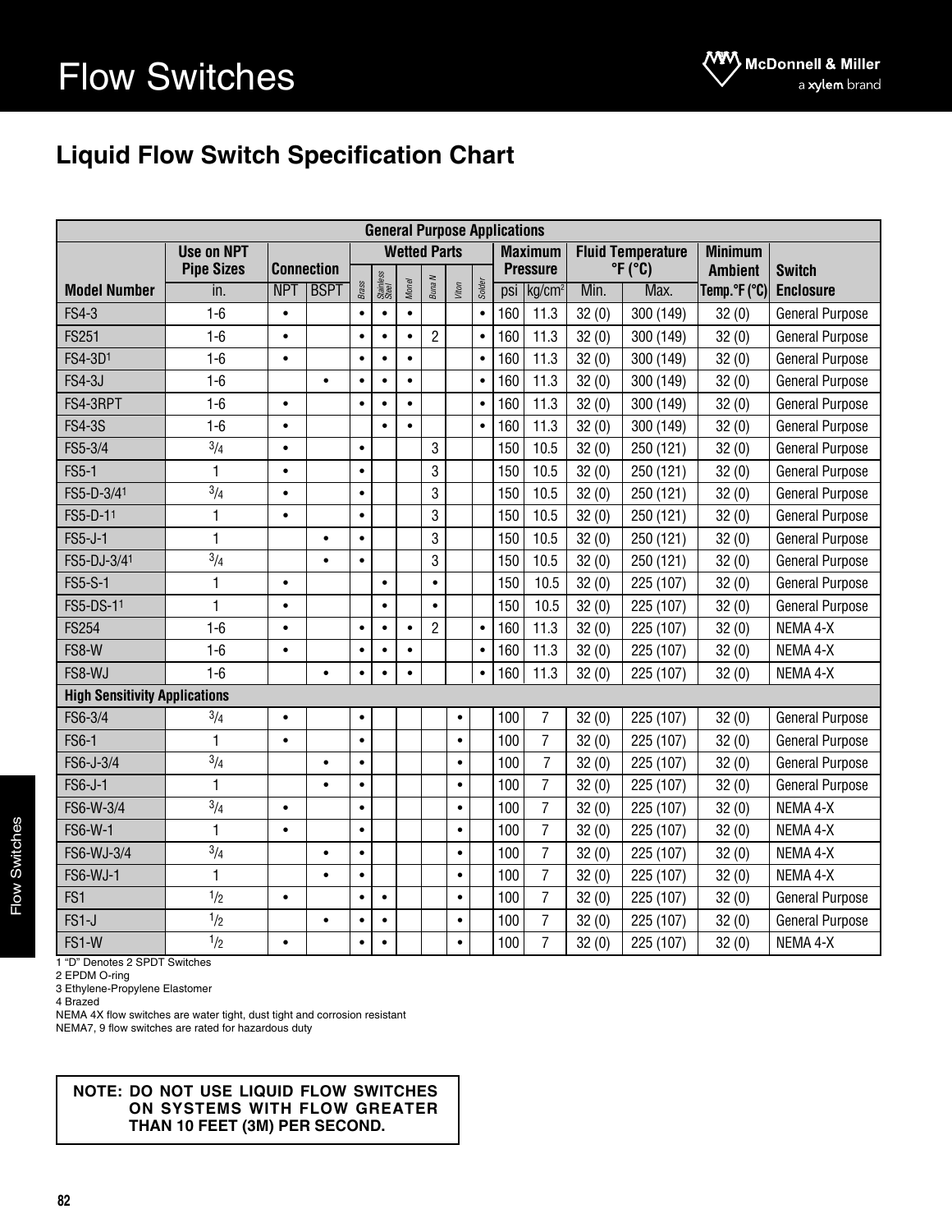# Flow Switches

## Liquid Flow Switch Specification Chart

| General Purpose Applications | | | | | | | | | | | | | | | |
|---|---|---|---|---|---|---|---|---|---|---|---|---|---|---|---|
| | Use on NPT Pipe Sizes | Connection | | Wetted Parts | | | | | | Maximum Pressure | | Fluid Temperature °F (°C) | | Minimum Ambient | Switch |
| Model Number | in. | NPT | BSPT | Brass | Stainless Steel | Monel | Buna N | Viton | Solder | psi | kg/cm² | Min. | Max. | Temp.°F (°C) | Enclosure |
| FS4-3 | 1-6 | • | | • | • | • | | | • | 160 | 11.3 | 32 (0) | 300 (149) | 32 (0) | General Purpose |
| FS251 | 1-6 | • | | • | • | • | 2 | | • | 160 | 11.3 | 32 (0) | 300 (149) | 32 (0) | General Purpose |
| FS4-3D[1] | 1-6 | • | | • | • | • | | | • | 160 | 11.3 | 32 (0) | 300 (149) | 32 (0) | General Purpose |
| FS4-3J | 1-6 | | • | • | • | • | | | • | 160 | 11.3 | 32 (0) | 300 (149) | 32 (0) | General Purpose |
| FS4-3RPT | 1-6 | • | | • | • | • | | | • | 160 | 11.3 | 32 (0) | 300 (149) | 32 (0) | General Purpose |
| FS4-3S | 1-6 | • | | | • | • | | | • | 160 | 11.3 | 32 (0) | 300 (149) | 32 (0) | General Purpose |
| FS5-3/4 | 3/4 | • | | • | | | 3 | | | 150 | 10.5 | 32 (0) | 250 (121) | 32 (0) | General Purpose |
| FS5-1 | 1 | • | | • | | | 3 | | | 150 | 10.5 | 32 (0) | 250 (121) | 32 (0) | General Purpose |
| FS5-D-3/4[1] | 3/4 | • | | • | | | 3 | | | 150 | 10.5 | 32 (0) | 250 (121) | 32 (0) | General Purpose |
| FS5-D-1[1] | 1 | • | | • | | | 3 | | | 150 | 10.5 | 32 (0) | 250 (121) | 32 (0) | General Purpose |
| FS5-J-1 | 1 | | • | • | | | 3 | | | 150 | 10.5 | 32 (0) | 250 (121) | 32 (0) | General Purpose |
| FS5-DJ-3/4[1] | 3/4 | | • | • | | | 3 | | | 150 | 10.5 | 32 (0) | 250 (121) | 32 (0) | General Purpose |
| FS5-S-1 | 1 | • | | | • | | • | | | 150 | 10.5 | 32 (0) | 225 (107) | 32 (0) | General Purpose |
| FS5-DS-1[1] | 1 | • | | | • | | • | | | 150 | 10.5 | 32 (0) | 225 (107) | 32 (0) | General Purpose |
| FS254 | 1-6 | • | | • | • | • | 2 | | • | 160 | 11.3 | 32 (0) | 225 (107) | 32 (0) | NEMA 4-X |
| FS8-W | 1-6 | • | | • | • | • | | | • | 160 | 11.3 | 32 (0) | 225 (107) | 32 (0) | NEMA 4-X |
| FS8-WJ | 1-6 | | • | • | • | • | | | • | 160 | 11.3 | 32 (0) | 225 (107) | 32 (0) | NEMA 4-X |
| **High Sensitivity Applications** | | | | | | | | | | | | | | | |
| FS6-3/4 | 3/4 | • | | • | | | | • | | 100 | 7 | 32 (0) | 225 (107) | 32 (0) | General Purpose |
| FS6-1 | 1 | • | | • | | | | • | | 100 | 7 | 32 (0) | 225 (107) | 32 (0) | General Purpose |
| FS6-J-3/4 | 3/4 | | • | • | | | | • | | 100 | 7 | 32 (0) | 225 (107) | 32 (0) | General Purpose |
| FS6-J-1 | 1 | | • | • | | | | • | | 100 | 7 | 32 (0) | 225 (107) | 32 (0) | General Purpose |
| FS6-W-3/4 | 3/4 | • | | • | | | | • | | 100 | 7 | 32 (0) | 225 (107) | 32 (0) | NEMA 4-X |
| FS6-W-1 | 1 | • | | • | | | | • | | 100 | 7 | 32 (0) | 225 (107) | 32 (0) | NEMA 4-X |
| FS6-WJ-3/4 | 3/4 | | • | • | | | | • | | 100 | 7 | 32 (0) | 225 (107) | 32 (0) | NEMA 4-X |
| FS6-WJ-1 | 1 | | • | • | | | | • | | 100 | 7 | 32 (0) | 225 (107) | 32 (0) | NEMA 4-X |
| FS1 | 1/2 | • | | • | • | | | • | | 100 | 7 | 32 (0) | 225 (107) | 32 (0) | General Purpose |
| FS1-J | 1/2 | | • | • | • | | | • | | 100 | 7 | 32 (0) | 225 (107) | 32 (0) | General Purpose |
| FS1-W | 1/2 | • | | • | • | | | • | | 100 | 7 | 32 (0) | 225 (107) | 32 (0) | NEMA 4-X |

1 "D" Denotes 2 SPDT Switches
2 EPDM O-ring
3 Ethylene-Propylene Elastomer
4 Brazed
NEMA 4X flow switches are water tight, dust tight and corrosion resistant
NEMA7, 9 flow switches are rated for hazardous duty

**NOTE: DO NOT USE LIQUID FLOW SWITCHES ON SYSTEMS WITH FLOW GREATER THAN 10 FEET (3M) PER SECOND.**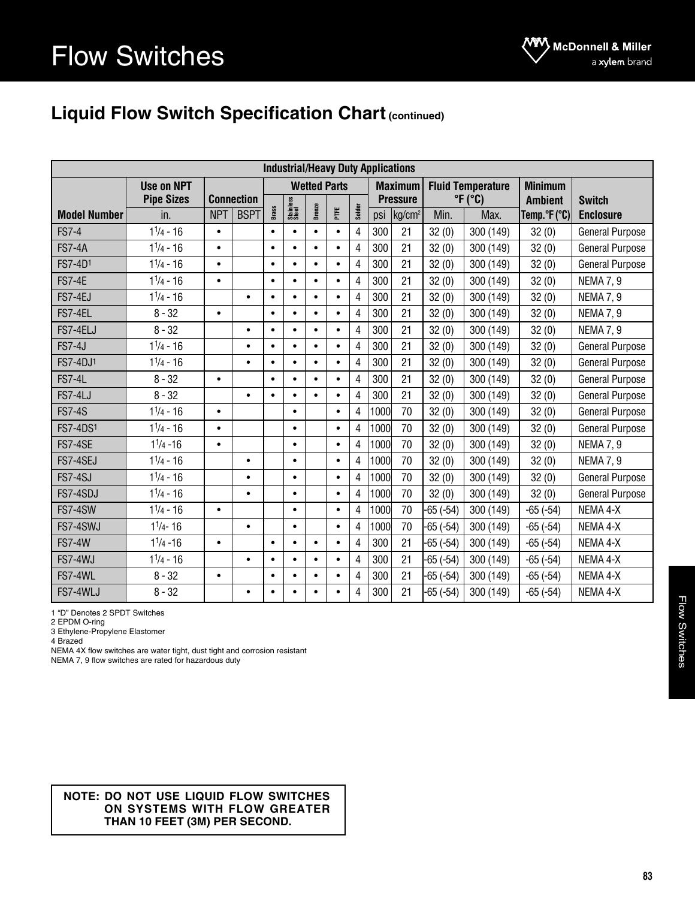# Flow Switches

## Liquid Flow Switch Specification Chart (continued)

| Industrial/Heavy Duty Applications | | | | | | | | | | | | | | | |
|---|---|---|---|---|---|---|---|---|---|---|---|---|---|---|---|
| | Use on NPT Pipe Sizes | Connection | | Wetted Parts | | | | | Maximum Pressure | | Fluid Temperature °F (°C) | | Minimum Ambient | Switch |
| Model Number | in. | NPT | BSPT | Brass | Stainless Steel | Bronze | PTFE | Solder | psi | kg/cm[2] | Min. | Max. | Temp.°F (°C) | Enclosure |
| FS7-4 | 1 1/4 - 16 | • | | • | • | • | • | 4 | 300 | 21 | 32 (0) | 300 (149) | 32 (0) | General Purpose |
| FS7-4A | 1 1/4 - 16 | • | | • | • | • | • | 4 | 300 | 21 | 32 (0) | 300 (149) | 32 (0) | General Purpose |
| FS7-4D[1] | 1 1/4 - 16 | • | | • | • | • | • | 4 | 300 | 21 | 32 (0) | 300 (149) | 32 (0) | General Purpose |
| FS7-4E | 1 1/4 - 16 | • | | • | • | • | • | 4 | 300 | 21 | 32 (0) | 300 (149) | 32 (0) | NEMA 7, 9 |
| FS7-4EJ | 1 1/4 - 16 | | • | • | • | • | • | 4 | 300 | 21 | 32 (0) | 300 (149) | 32 (0) | NEMA 7, 9 |
| FS7-4EL | 8 - 32 | • | | • | • | • | • | 4 | 300 | 21 | 32 (0) | 300 (149) | 32 (0) | NEMA 7, 9 |
| FS7-4ELJ | 8 - 32 | | • | • | • | • | • | 4 | 300 | 21 | 32 (0) | 300 (149) | 32 (0) | NEMA 7, 9 |
| FS7-4J | 1 1/4 - 16 | | • | • | • | • | • | 4 | 300 | 21 | 32 (0) | 300 (149) | 32 (0) | General Purpose |
| FS7-4DJ[1] | 1 1/4 - 16 | | • | • | • | • | • | 4 | 300 | 21 | 32 (0) | 300 (149) | 32 (0) | General Purpose |
| FS7-4L | 8 - 32 | • | | • | • | • | • | 4 | 300 | 21 | 32 (0) | 300 (149) | 32 (0) | General Purpose |
| FS7-4LJ | 8 - 32 | | • | • | • | • | • | 4 | 300 | 21 | 32 (0) | 300 (149) | 32 (0) | General Purpose |
| FS7-4S | 1 1/4 - 16 | • | | | • | | • | 4 | 1000 | 70 | 32 (0) | 300 (149) | 32 (0) | General Purpose |
| FS7-4DS[1] | 1 1/4 - 16 | • | | | • | | • | 4 | 1000 | 70 | 32 (0) | 300 (149) | 32 (0) | General Purpose |
| FS7-4SE | 1 1/4 -16 | • | | | • | | • | 4 | 1000 | 70 | 32 (0) | 300 (149) | 32 (0) | NEMA 7, 9 |
| FS7-4SEJ | 1 1/4 - 16 | | • | | • | | • | 4 | 1000 | 70 | 32 (0) | 300 (149) | 32 (0) | NEMA 7, 9 |
| FS7-4SJ | 1 1/4 - 16 | | • | | • | | • | 4 | 1000 | 70 | 32 (0) | 300 (149) | 32 (0) | General Purpose |
| FS7-4SDJ | 1 1/4 - 16 | | • | | • | | • | 4 | 1000 | 70 | 32 (0) | 300 (149) | 32 (0) | General Purpose |
| FS7-4SW | 1 1/4 - 16 | • | | | • | | • | 4 | 1000 | 70 | -65 (-54) | 300 (149) | -65 (-54) | NEMA 4-X |
| FS7-4SWJ | 1 1/4- 16 | | • | | • | | • | 4 | 1000 | 70 | -65 (-54) | 300 (149) | -65 (-54) | NEMA 4-X |
| FS7-4W | 1 1/4 -16 | • | | • | • | • | • | 4 | 300 | 21 | -65 (-54) | 300 (149) | -65 (-54) | NEMA 4-X |
| FS7-4WJ | 1 1/4 - 16 | | • | • | • | • | • | 4 | 300 | 21 | -65 (-54) | 300 (149) | -65 (-54) | NEMA 4-X |
| FS7-4WL | 8 - 32 | • | | • | • | • | • | 4 | 300 | 21 | -65 (-54) | 300 (149) | -65 (-54) | NEMA 4-X |
| FS7-4WLJ | 8 - 32 | | • | • | • | • | • | 4 | 300 | 21 | -65 (-54) | 300 (149) | -65 (-54) | NEMA 4-X |

1 "D" Denotes 2 SPDT Switches
2 EPDM O-ring
3 Ethylene-Propylene Elastomer
4 Brazed
NEMA 4X flow switches are water tight, dust tight and corrosion resistant
NEMA 7, 9 flow switches are rated for hazardous duty

**NOTE: DO NOT USE LIQUID FLOW SWITCHES ON SYSTEMS WITH FLOW GREATER THAN 10 FEET (3M) PER SECOND.**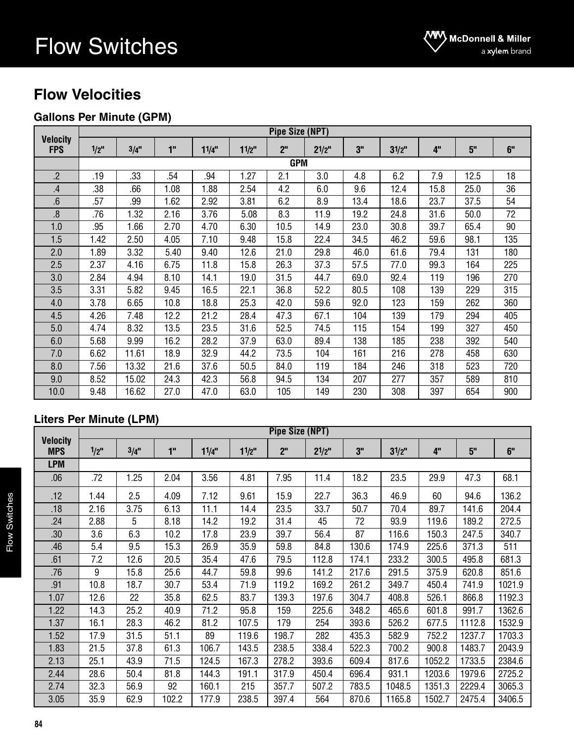# Flow Switches

## Flow Velocities

### Gallons Per Minute (GPM)

| Velocity FPS | Pipe Size (NPT) | | | | | | | | | | | |
|---|---|---|---|---|---|---|---|---|---|---|---|---|
| | 1/2" | 3/4" | 1" | 11/4" | 11/2" | 2" | 21/2" | 3" | 31/2" | 4" | 5" | 6" |
| | GPM | | | | | | | | | | | |
| .2 | .19 | .33 | .54 | .94 | 1.27 | 2.1 | 3.0 | 4.8 | 6.2 | 7.9 | 12.5 | 18 |
| .4 | .38 | .66 | 1.08 | 1.88 | 2.54 | 4.2 | 6.0 | 9.6 | 12.4 | 15.8 | 25.0 | 36 |
| .6 | .57 | .99 | 1.62 | 2.92 | 3.81 | 6.2 | 8.9 | 13.4 | 18.6 | 23.7 | 37.5 | 54 |
| .8 | .76 | 1.32 | 2.16 | 3.76 | 5.08 | 8.3 | 11.9 | 19.2 | 24.8 | 31.6 | 50.0 | 72 |
| 1.0 | .95 | 1.66 | 2.70 | 4.70 | 6.30 | 10.5 | 14.9 | 23.0 | 30.8 | 39.7 | 65.4 | 90 |
| 1.5 | 1.42 | 2.50 | 4.05 | 7.10 | 9.48 | 15.8 | 22.4 | 34.5 | 46.2 | 59.6 | 98.1 | 135 |
| 2.0 | 1.89 | 3.32 | 5.40 | 9.40 | 12.6 | 21.0 | 29.8 | 46.0 | 61.6 | 79.4 | 131 | 180 |
| 2.5 | 2.37 | 4.16 | 6.75 | 11.8 | 15.8 | 26.3 | 37.3 | 57.5 | 77.0 | 99.3 | 164 | 225 |
| 3.0 | 2.84 | 4.94 | 8.10 | 14.1 | 19.0 | 31.5 | 44.7 | 69.0 | 92.4 | 119 | 196 | 270 |
| 3.5 | 3.31 | 5.82 | 9.45 | 16.5 | 22.1 | 36.8 | 52.2 | 80.5 | 108 | 139 | 229 | 315 |
| 4.0 | 3.78 | 6.65 | 10.8 | 18.8 | 25.3 | 42.0 | 59.6 | 92.0 | 123 | 159 | 262 | 360 |
| 4.5 | 4.26 | 7.48 | 12.2 | 21.2 | 28.4 | 47.3 | 67.1 | 104 | 139 | 179 | 294 | 405 |
| 5.0 | 4.74 | 8.32 | 13.5 | 23.5 | 31.6 | 52.5 | 74.5 | 115 | 154 | 199 | 327 | 450 |
| 6.0 | 5.68 | 9.99 | 16.2 | 28.2 | 37.9 | 63.0 | 89.4 | 138 | 185 | 238 | 392 | 540 |
| 7.0 | 6.62 | 11.61 | 18.9 | 32.9 | 44.2 | 73.5 | 104 | 161 | 216 | 278 | 458 | 630 |
| 8.0 | 7.56 | 13.32 | 21.6 | 37.6 | 50.5 | 84.0 | 119 | 184 | 246 | 318 | 523 | 720 |
| 9.0 | 8.52 | 15.02 | 24.3 | 42.3 | 56.8 | 94.5 | 134 | 207 | 277 | 357 | 589 | 810 |
| 10.0 | 9.48 | 16.62 | 27.0 | 47.0 | 63.0 | 105 | 149 | 230 | 308 | 397 | 654 | 900 |

### Liters Per Minute (LPM)

| Velocity MPS | Pipe Size (NPT) | | | | | | | | | | | |
|---|---|---|---|---|---|---|---|---|---|---|---|---|
| | 1/2" | 3/4" | 1" | 11/4" | 11/2" | 2" | 21/2" | 3" | 31/2" | 4" | 5" | 6" |
| LPM | | | | | | | | | | | | |
| .06 | .72 | 1.25 | 2.04 | 3.56 | 4.81 | 7.95 | 11.4 | 18.2 | 23.5 | 29.9 | 47.3 | 68.1 |
| .12 | 1.44 | 2.5 | 4.09 | 7.12 | 9.61 | 15.9 | 22.7 | 36.3 | 46.9 | 60 | 94.6 | 136.2 |
| .18 | 2.16 | 3.75 | 6.13 | 11.1 | 14.4 | 23.5 | 33.7 | 50.7 | 70.4 | 89.7 | 141.6 | 204.4 |
| .24 | 2.88 | 5 | 8.18 | 14.2 | 19.2 | 31.4 | 45 | 72 | 93.9 | 119.6 | 189.2 | 272.5 |
| .30 | 3.6 | 6.3 | 10.2 | 17.8 | 23.9 | 39.7 | 56.4 | 87 | 116.6 | 150.3 | 247.5 | 340.7 |
| .46 | 5.4 | 9.5 | 15.3 | 26.9 | 35.9 | 59.8 | 84.8 | 130.6 | 174.9 | 225.6 | 371.3 | 511 |
| .61 | 7.2 | 12.6 | 20.5 | 35.4 | 47.6 | 79.5 | 112.8 | 174.1 | 233.2 | 300.5 | 495.8 | 681.3 |
| .76 | 9 | 15.8 | 25.6 | 44.7 | 59.8 | 99.6 | 141.2 | 217.6 | 291.5 | 375.9 | 620.8 | 851.6 |
| .91 | 10.8 | 18.7 | 30.7 | 53.4 | 71.9 | 119.2 | 169.2 | 261.2 | 349.7 | 450.4 | 741.9 | 1021.9 |
| 1.07 | 12.6 | 22 | 35.8 | 62.5 | 83.7 | 139.3 | 197.6 | 304.7 | 408.8 | 526.1 | 866.8 | 1192.3 |
| 1.22 | 14.3 | 25.2 | 40.9 | 71.2 | 95.8 | 159 | 225.6 | 348.2 | 465.6 | 601.8 | 991.7 | 1362.6 |
| 1.37 | 16.1 | 28.3 | 46.2 | 81.2 | 107.5 | 179 | 254 | 393.6 | 526.2 | 677.5 | 1112.8 | 1532.9 |
| 1.52 | 17.9 | 31.5 | 51.1 | 89 | 119.6 | 198.7 | 282 | 435.3 | 582.9 | 752.2 | 1237.7 | 1703.3 |
| 1.83 | 21.5 | 37.8 | 61.3 | 106.7 | 143.5 | 238.5 | 338.4 | 522.3 | 700.2 | 900.8 | 1483.7 | 2043.9 |
| 2.13 | 25.1 | 43.9 | 71.5 | 124.5 | 167.3 | 278.2 | 393.6 | 609.4 | 817.6 | 1052.2 | 1733.5 | 2384.6 |
| 2.44 | 28.6 | 50.4 | 81.8 | 144.3 | 191.1 | 317.9 | 450.4 | 696.4 | 931.1 | 1203.6 | 1979.6 | 2725.2 |
| 2.74 | 32.3 | 56.9 | 92 | 160.1 | 215 | 357.7 | 507.2 | 783.5 | 1048.5 | 1351.3 | 2229.4 | 3065.3 |
| 3.05 | 35.9 | 62.9 | 102.2 | 177.9 | 238.5 | 397.4 | 564 | 870.6 | 1165.8 | 1502.7 | 2475.4 | 3406.5 |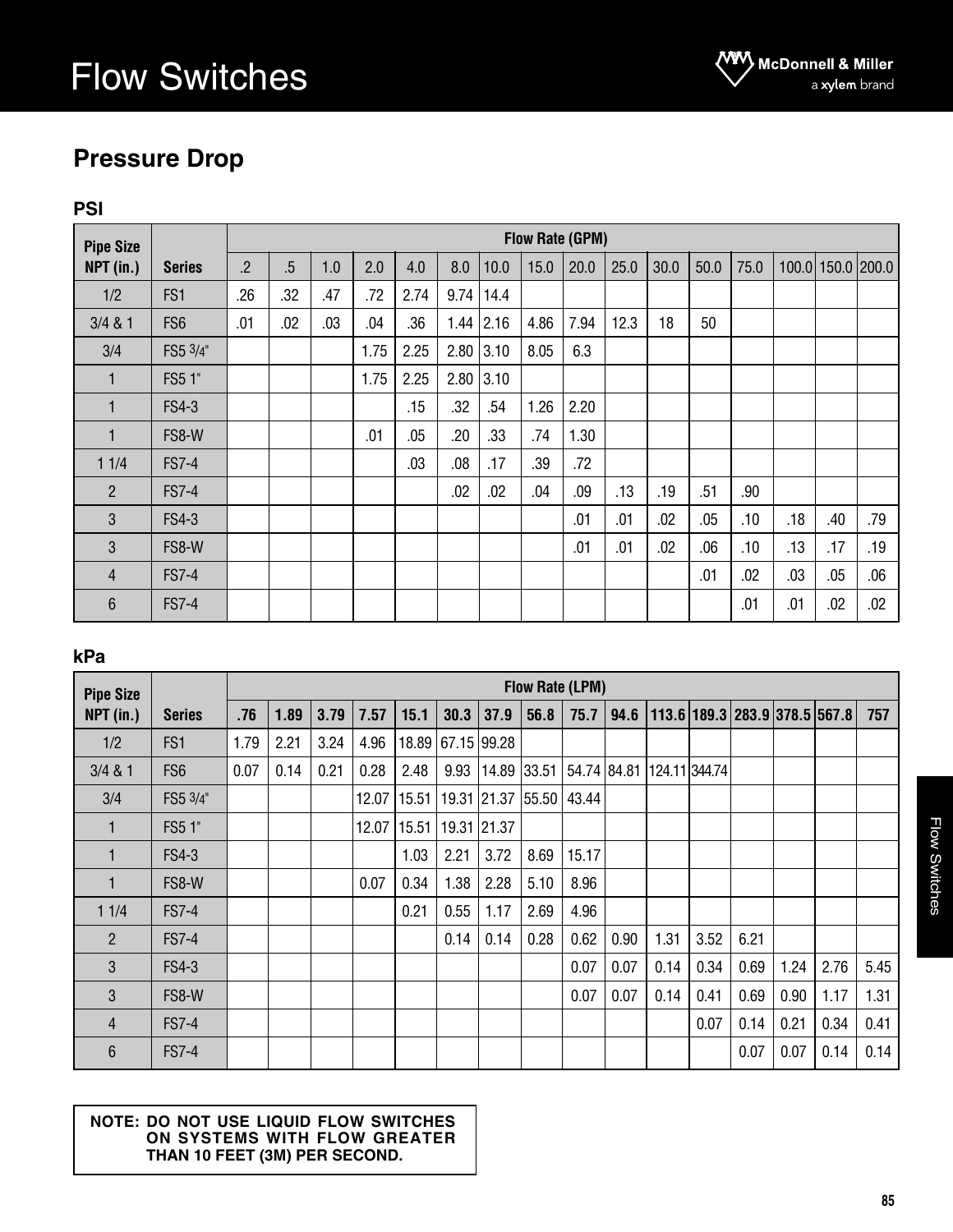# Flow Switches

## Pressure Drop

### PSI

| Pipe Size NPT (in.) | Series | Flow Rate (GPM) | | | | | | | | | | | | | | | |
|---|---|---|---|---|---|---|---|---|---|---|---|---|---|---|---|---|---|
| | | .2 | .5 | 1.0 | 2.0 | 4.0 | 8.0 | 10.0 | 15.0 | 20.0 | 25.0 | 30.0 | 50.0 | 75.0 | 100.0 | 150.0 | 200.0 |
| 1/2 | FS1 | .26 | .32 | .47 | .72 | 2.74 | 9.74 | 14.4 | | | | | | | | | |
| 3/4 & 1 | FS6 | .01 | .02 | .03 | .04 | .36 | 1.44 | 2.16 | 4.86 | 7.94 | 12.3 | 18 | 50 | | | | |
| 3/4 | FS5 3/4" | | | | 1.75 | 2.25 | 2.80 | 3.10 | 8.05 | 6.3 | | | | | | | |
| 1 | FS5 1" | | | | 1.75 | 2.25 | 2.80 | 3.10 | | | | | | | | | |
| 1 | FS4-3 | | | | | .15 | .32 | .54 | 1.26 | 2.20 | | | | | | | |
| 1 | FS8-W | | | | .01 | .05 | .20 | .33 | .74 | 1.30 | | | | | | | |
| 1 1/4 | FS7-4 | | | | | .03 | .08 | .17 | .39 | .72 | | | | | | | |
| 2 | FS7-4 | | | | | | .02 | .02 | .04 | .09 | .13 | .19 | .51 | .90 | | | |
| 3 | FS4-3 | | | | | | | | | .01 | .01 | .02 | .05 | .10 | .18 | .40 | .79 |
| 3 | FS8-W | | | | | | | | | .01 | .01 | .02 | .06 | .10 | .13 | .17 | .19 |
| 4 | FS7-4 | | | | | | | | | | | | .01 | .02 | .03 | .05 | .06 |
| 6 | FS7-4 | | | | | | | | | | | | | .01 | .01 | .02 | .02 |

### kPa

| Pipe Size NPT (in.) | Series | Flow Rate (LPM) | | | | | | | | | | | | | | | |
|---|---|---|---|---|---|---|---|---|---|---|---|---|---|---|---|---|---|
| | | .76 | 1.89 | 3.79 | 7.57 | 15.1 | 30.3 | 37.9 | 56.8 | 75.7 | 94.6 | 113.6 | 189.3 | 283.9 | 378.5 | 567.8 | 757 |
| 1/2 | FS1 | 1.79 | 2.21 | 3.24 | 4.96 | 18.89 | 67.15 | 99.28 | | | | | | | | | |
| 3/4 & 1 | FS6 | 0.07 | 0.14 | 0.21 | 0.28 | 2.48 | 9.93 | 14.89 | 33.51 | 54.74 | 84.81 | 124.11 | 344.74 | | | | |
| 3/4 | FS5 3/4" | | | | 12.07 | 15.51 | 19.31 | 21.37 | 55.50 | 43.44 | | | | | | | |
| 1 | FS5 1" | | | | 12.07 | 15.51 | 19.31 | 21.37 | | | | | | | | | |
| 1 | FS4-3 | | | | | 1.03 | 2.21 | 3.72 | 8.69 | 15.17 | | | | | | | |
| 1 | FS8-W | | | | 0.07 | 0.34 | 1.38 | 2.28 | 5.10 | 8.96 | | | | | | | |
| 1 1/4 | FS7-4 | | | | | 0.21 | 0.55 | 1.17 | 2.69 | 4.96 | | | | | | | |
| 2 | FS7-4 | | | | | | 0.14 | 0.14 | 0.28 | 0.62 | 0.90 | 1.31 | 3.52 | 6.21 | | | |
| 3 | FS4-3 | | | | | | | | | 0.07 | 0.07 | 0.14 | 0.34 | 0.69 | 1.24 | 2.76 | 5.45 |
| 3 | FS8-W | | | | | | | | | 0.07 | 0.07 | 0.14 | 0.41 | 0.69 | 0.90 | 1.17 | 1.31 |
| 4 | FS7-4 | | | | | | | | | | | | 0.07 | 0.14 | 0.21 | 0.34 | 0.41 |
| 6 | FS7-4 | | | | | | | | | | | | | 0.07 | 0.07 | 0.14 | 0.14 |

**NOTE: DO NOT USE LIQUID FLOW SWITCHES ON SYSTEMS WITH FLOW GREATER THAN 10 FEET (3M) PER SECOND.**